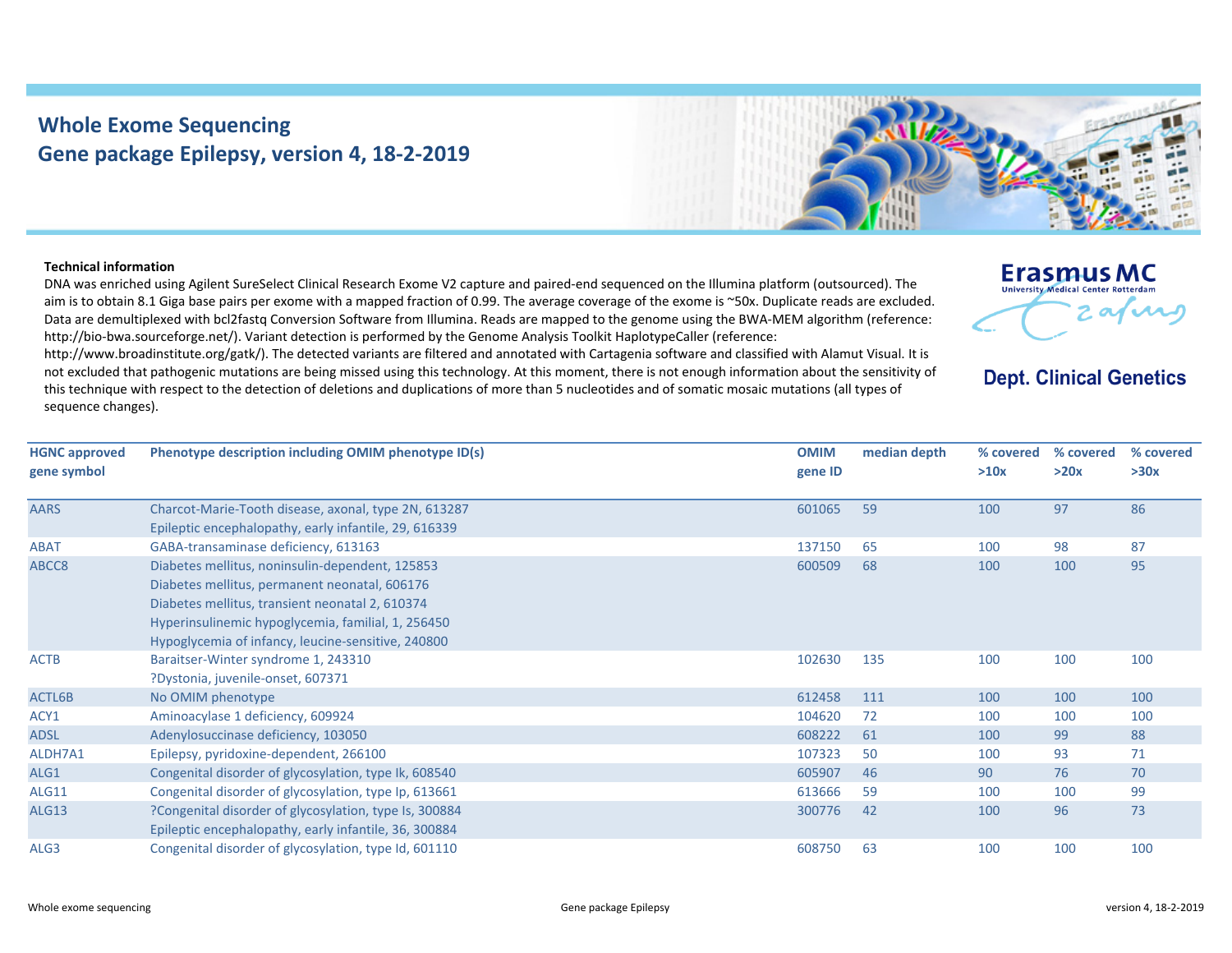# Whole Exome Sequencing
## Gene package Epilepsy, version 4, 18-2-2019

Erasmus MC
University Medical Center Rotterdam

**Dept. Clinical Genetics**

**Technical information**

DNA was enriched using Agilent SureSelect Clinical Research Exome V2 capture and paired-end sequenced on the Illumina platform (outsourced). The aim is to obtain 8.1 Giga base pairs per exome with a mapped fraction of 0.99. The average coverage of the exome is ~50x. Duplicate reads are excluded. Data are demultiplexed with bcl2fastq Conversion Software from Illumina. Reads are mapped to the genome using the BWA-MEM algorithm (reference: http://bio-bwa.sourceforge.net/). Variant detection is performed by the Genome Analysis Toolkit HaplotypeCaller (reference: http://www.broadinstitute.org/gatk/). The detected variants are filtered and annotated with Cartagenia software and classified with Alamut Visual. It is not excluded that pathogenic mutations are being missed using this technology. At this moment, there is not enough information about the sensitivity of this technique with respect to the detection of deletions and duplications of more than 5 nucleotides and of somatic mosaic mutations (all types of sequence changes).

| HGNC approved gene symbol | Phenotype description including OMIM phenotype ID(s) | OMIM gene ID | median depth | % covered >10x | % covered >20x | % covered >30x |
|---|---|---|---|---|---|---|
| AARS | Charcot-Marie-Tooth disease, axonal, type 2N, 613287<br>Epileptic encephalopathy, early infantile, 29, 616339 | 601065 | 59 | 100 | 97 | 86 |
| ABAT | GABA-transaminase deficiency, 613163 | 137150 | 65 | 100 | 98 | 87 |
| ABCC8 | Diabetes mellitus, noninsulin-dependent, 125853<br>Diabetes mellitus, permanent neonatal, 606176<br>Diabetes mellitus, transient neonatal 2, 610374<br>Hyperinsulinemic hypoglycemia, familial, 1, 256450<br>Hypoglycemia of infancy, leucine-sensitive, 240800 | 600509 | 68 | 100 | 100 | 95 |
| ACTB | Baraitser-Winter syndrome 1, 243310<br>?Dystonia, juvenile-onset, 607371 | 102630 | 135 | 100 | 100 | 100 |
| ACTL6B | No OMIM phenotype | 612458 | 111 | 100 | 100 | 100 |
| ACY1 | Aminoacylase 1 deficiency, 609924 | 104620 | 72 | 100 | 100 | 100 |
| ADSL | Adenylosuccinase deficiency, 103050 | 608222 | 61 | 100 | 99 | 88 |
| ALDH7A1 | Epilepsy, pyridoxine-dependent, 266100 | 107323 | 50 | 100 | 93 | 71 |
| ALG1 | Congenital disorder of glycosylation, type Ik, 608540 | 605907 | 46 | 90 | 76 | 70 |
| ALG11 | Congenital disorder of glycosylation, type Ip, 613661 | 613666 | 59 | 100 | 100 | 99 |
| ALG13 | ?Congenital disorder of glycosylation, type Is, 300884<br>Epileptic encephalopathy, early infantile, 36, 300884 | 300776 | 42 | 100 | 96 | 73 |
| ALG3 | Congenital disorder of glycosylation, type Id, 601110 | 608750 | 63 | 100 | 100 | 100 |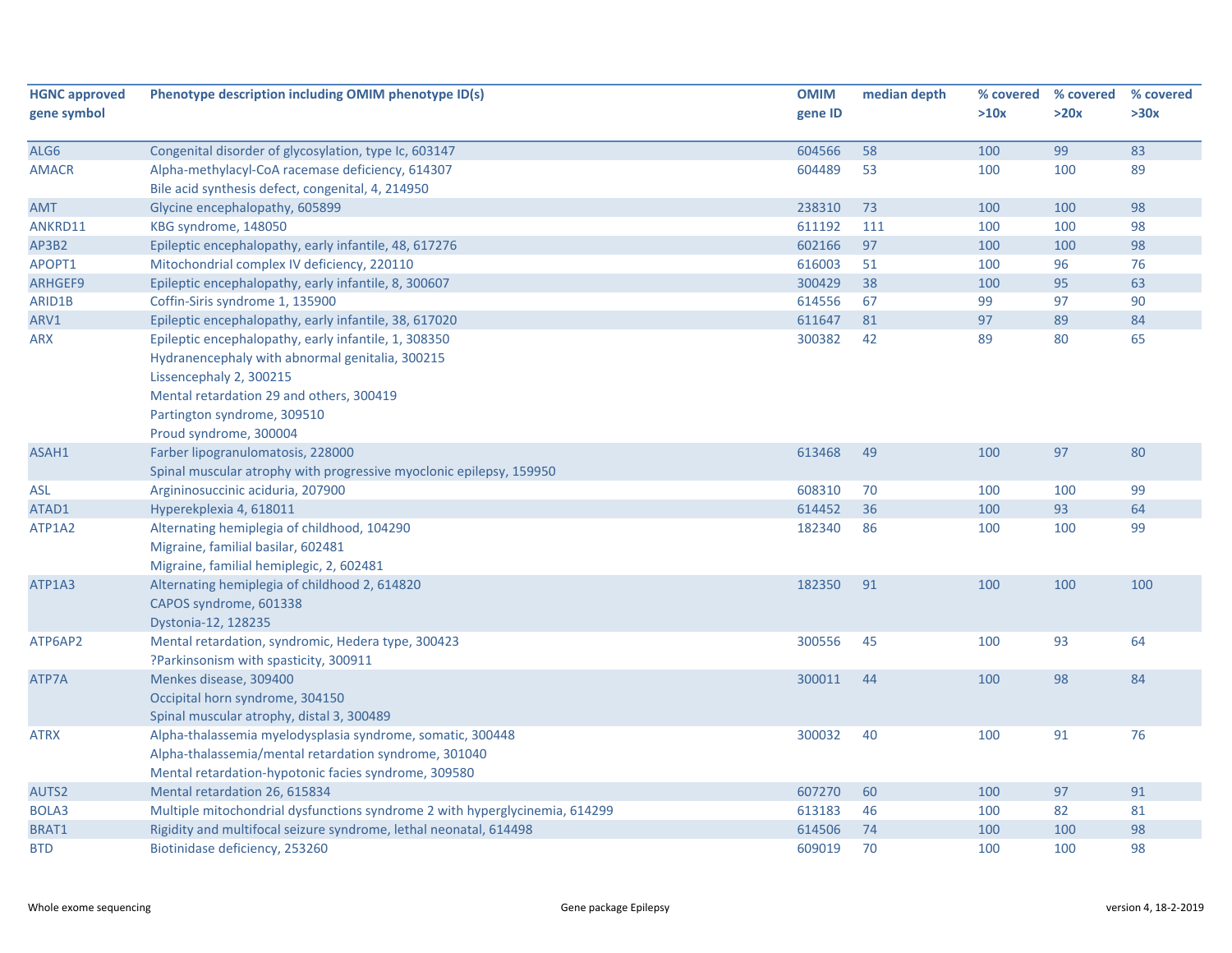| HGNC approved gene symbol | Phenotype description including OMIM phenotype ID(s) | OMIM gene ID | median depth | % covered >10x | % covered >20x | % covered >30x |
|---|---|---|---|---|---|---|
| ALG6 | Congenital disorder of glycosylation, type Ic, 603147 | 604566 | 58 | 100 | 99 | 83 |
| AMACR | Alpha-methylacyl-CoA racemase deficiency, 614307<br>Bile acid synthesis defect, congenital, 4, 214950 | 604489 | 53 | 100 | 100 | 89 |
| AMT | Glycine encephalopathy, 605899 | 238310 | 73 | 100 | 100 | 98 |
| ANKRD11 | KBG syndrome, 148050 | 611192 | 111 | 100 | 100 | 98 |
| AP3B2 | Epileptic encephalopathy, early infantile, 48, 617276 | 602166 | 97 | 100 | 100 | 98 |
| APOPT1 | Mitochondrial complex IV deficiency, 220110 | 616003 | 51 | 100 | 96 | 76 |
| ARHGEF9 | Epileptic encephalopathy, early infantile, 8, 300607 | 300429 | 38 | 100 | 95 | 63 |
| ARID1B | Coffin-Siris syndrome 1, 135900 | 614556 | 67 | 99 | 97 | 90 |
| ARV1 | Epileptic encephalopathy, early infantile, 38, 617020 | 611647 | 81 | 97 | 89 | 84 |
| ARX | Epileptic encephalopathy, early infantile, 1, 308350<br>Hydranencephaly with abnormal genitalia, 300215<br>Lissencephaly 2, 300215<br>Mental retardation 29 and others, 300419<br>Partington syndrome, 309510<br>Proud syndrome, 300004 | 300382 | 42 | 89 | 80 | 65 |
| ASAH1 | Farber lipogranulomatosis, 228000<br>Spinal muscular atrophy with progressive myoclonic epilepsy, 159950 | 613468 | 49 | 100 | 97 | 80 |
| ASL | Argininosuccinic aciduria, 207900 | 608310 | 70 | 100 | 100 | 99 |
| ATAD1 | Hyperekplexia 4, 618011 | 614452 | 36 | 100 | 93 | 64 |
| ATP1A2 | Alternating hemiplegia of childhood, 104290<br>Migraine, familial basilar, 602481<br>Migraine, familial hemiplegic, 2, 602481 | 182340 | 86 | 100 | 100 | 99 |
| ATP1A3 | Alternating hemiplegia of childhood 2, 614820<br>CAPOS syndrome, 601338<br>Dystonia-12, 128235 | 182350 | 91 | 100 | 100 | 100 |
| ATP6AP2 | Mental retardation, syndromic, Hedera type, 300423<br>?Parkinsonism with spasticity, 300911 | 300556 | 45 | 100 | 93 | 64 |
| ATP7A | Menkes disease, 309400<br>Occipital horn syndrome, 304150<br>Spinal muscular atrophy, distal 3, 300489 | 300011 | 44 | 100 | 98 | 84 |
| ATRX | Alpha-thalassemia myelodysplasia syndrome, somatic, 300448<br>Alpha-thalassemia/mental retardation syndrome, 301040<br>Mental retardation-hypotonic facies syndrome, 309580 | 300032 | 40 | 100 | 91 | 76 |
| AUTS2 | Mental retardation 26, 615834 | 607270 | 60 | 100 | 97 | 91 |
| BOLA3 | Multiple mitochondrial dysfunctions syndrome 2 with hyperglycinemia, 614299 | 613183 | 46 | 100 | 82 | 81 |
| BRAT1 | Rigidity and multifocal seizure syndrome, lethal neonatal, 614498 | 614506 | 74 | 100 | 100 | 98 |
| BTD | Biotinidase deficiency, 253260 | 609019 | 70 | 100 | 100 | 98 |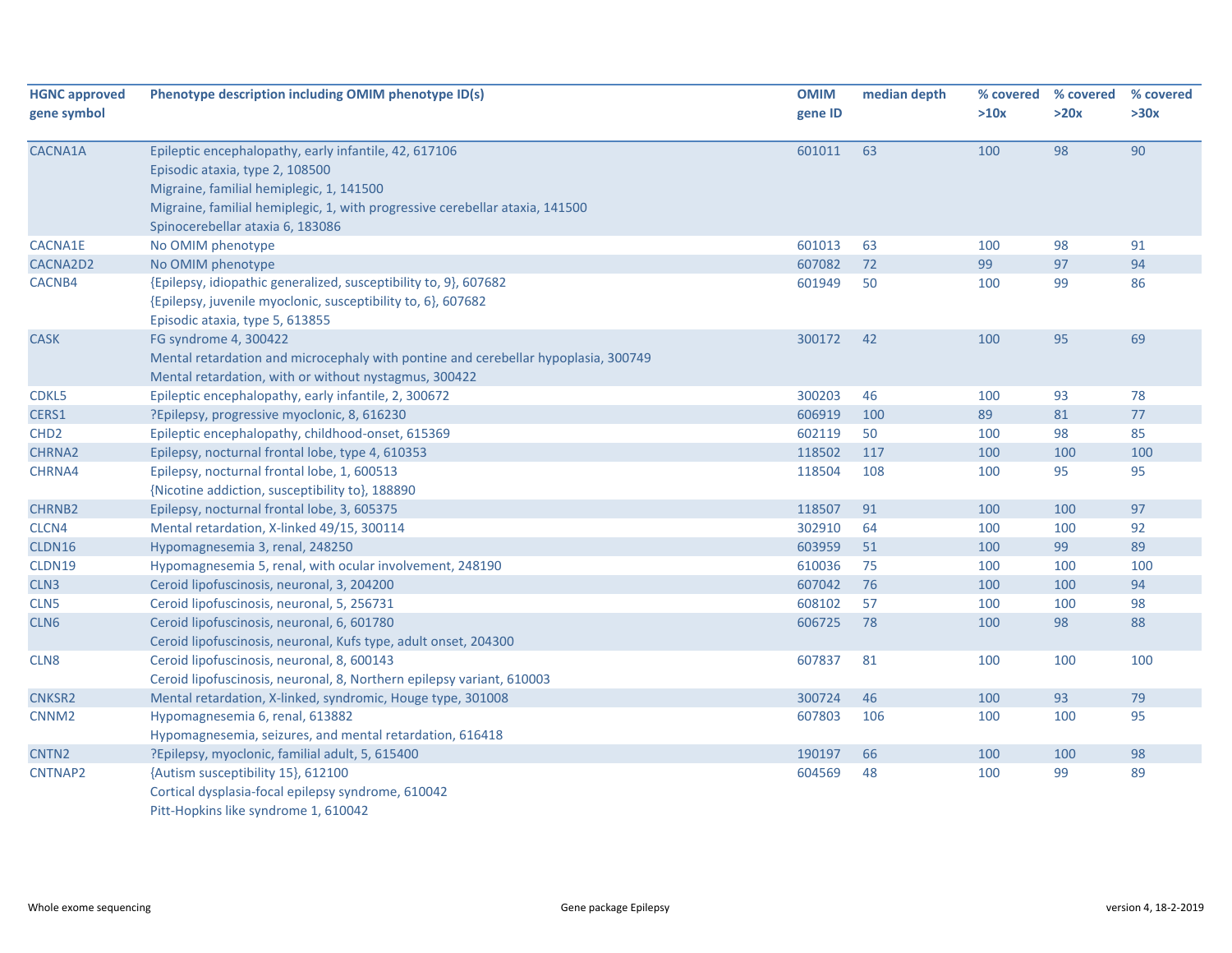| HGNC approved gene symbol | Phenotype description including OMIM phenotype ID(s) | OMIM gene ID | median depth | % covered >10x | % covered >20x | % covered >30x |
|---|---|---|---|---|---|---|
| CACNA1A | Epileptic encephalopathy, early infantile, 42, 617106<br>Episodic ataxia, type 2, 108500<br>Migraine, familial hemiplegic, 1, 141500<br>Migraine, familial hemiplegic, 1, with progressive cerebellar ataxia, 141500<br>Spinocerebellar ataxia 6, 183086 | 601011 | 63 | 100 | 98 | 90 |
| CACNA1E | No OMIM phenotype | 601013 | 63 | 100 | 98 | 91 |
| CACNA2D2 | No OMIM phenotype | 607082 | 72 | 99 | 97 | 94 |
| CACNB4 | {Epilepsy, idiopathic generalized, susceptibility to, 9}, 607682<br>{Epilepsy, juvenile myoclonic, susceptibility to, 6}, 607682<br>Episodic ataxia, type 5, 613855 | 601949 | 50 | 100 | 99 | 86 |
| CASK | FG syndrome 4, 300422<br>Mental retardation and microcephaly with pontine and cerebellar hypoplasia, 300749<br>Mental retardation, with or without nystagmus, 300422 | 300172 | 42 | 100 | 95 | 69 |
| CDKL5 | Epileptic encephalopathy, early infantile, 2, 300672 | 300203 | 46 | 100 | 93 | 78 |
| CERS1 | ?Epilepsy, progressive myoclonic, 8, 616230 | 606919 | 100 | 89 | 81 | 77 |
| CHD2 | Epileptic encephalopathy, childhood-onset, 615369 | 602119 | 50 | 100 | 98 | 85 |
| CHRNA2 | Epilepsy, nocturnal frontal lobe, type 4, 610353 | 118502 | 117 | 100 | 100 | 100 |
| CHRNA4 | Epilepsy, nocturnal frontal lobe, 1, 600513<br>{Nicotine addiction, susceptibility to}, 188890 | 118504 | 108 | 100 | 95 | 95 |
| CHRNB2 | Epilepsy, nocturnal frontal lobe, 3, 605375 | 118507 | 91 | 100 | 100 | 97 |
| CLCN4 | Mental retardation, X-linked 49/15, 300114 | 302910 | 64 | 100 | 100 | 92 |
| CLDN16 | Hypomagnesemia 3, renal, 248250 | 603959 | 51 | 100 | 99 | 89 |
| CLDN19 | Hypomagnesemia 5, renal, with ocular involvement, 248190 | 610036 | 75 | 100 | 100 | 100 |
| CLN3 | Ceroid lipofuscinosis, neuronal, 3, 204200 | 607042 | 76 | 100 | 100 | 94 |
| CLN5 | Ceroid lipofuscinosis, neuronal, 5, 256731 | 608102 | 57 | 100 | 100 | 98 |
| CLN6 | Ceroid lipofuscinosis, neuronal, 6, 601780<br>Ceroid lipofuscinosis, neuronal, Kufs type, adult onset, 204300 | 606725 | 78 | 100 | 98 | 88 |
| CLN8 | Ceroid lipofuscinosis, neuronal, 8, 600143<br>Ceroid lipofuscinosis, neuronal, 8, Northern epilepsy variant, 610003 | 607837 | 81 | 100 | 100 | 100 |
| CNKSR2 | Mental retardation, X-linked, syndromic, Houge type, 301008 | 300724 | 46 | 100 | 93 | 79 |
| CNNM2 | Hypomagnesemia 6, renal, 613882<br>Hypomagnesemia, seizures, and mental retardation, 616418 | 607803 | 106 | 100 | 100 | 95 |
| CNTN2 | ?Epilepsy, myoclonic, familial adult, 5, 615400 | 190197 | 66 | 100 | 100 | 98 |
| CNTNAP2 | {Autism susceptibility 15}, 612100<br>Cortical dysplasia-focal epilepsy syndrome, 610042<br>Pitt-Hopkins like syndrome 1, 610042 | 604569 | 48 | 100 | 99 | 89 |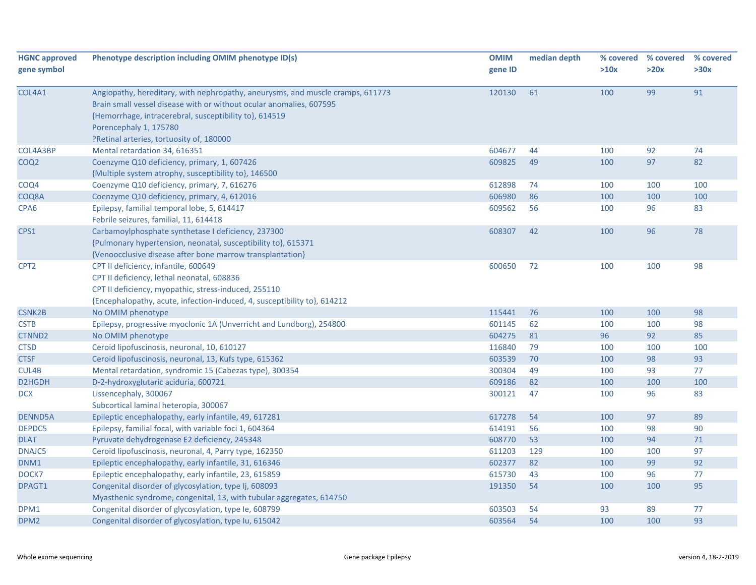| HGNC approved gene symbol | Phenotype description including OMIM phenotype ID(s) | OMIM gene ID | median depth | % covered >10x | % covered >20x | % covered >30x |
|---|---|---|---|---|---|---|
| COL4A1 | Angiopathy, hereditary, with nephropathy, aneurysms, and muscle cramps, 611773<br>Brain small vessel disease with or without ocular anomalies, 607595<br>{Hemorrhage, intracerebral, susceptibility to}, 614519<br>Porencephaly 1, 175780<br>?Retinal arteries, tortuosity of, 180000 | 120130 | 61 | 100 | 99 | 91 |
| COL4A3BP | Mental retardation 34, 616351 | 604677 | 44 | 100 | 92 | 74 |
| COQ2 | Coenzyme Q10 deficiency, primary, 1, 607426<br>{Multiple system atrophy, susceptibility to}, 146500 | 609825 | 49 | 100 | 97 | 82 |
| COQ4 | Coenzyme Q10 deficiency, primary, 7, 616276 | 612898 | 74 | 100 | 100 | 100 |
| COQ8A | Coenzyme Q10 deficiency, primary, 4, 612016 | 606980 | 86 | 100 | 100 | 100 |
| CPA6 | Epilepsy, familial temporal lobe, 5, 614417<br>Febrile seizures, familial, 11, 614418 | 609562 | 56 | 100 | 96 | 83 |
| CPS1 | Carbamoylphosphate synthetase I deficiency, 237300<br>{Pulmonary hypertension, neonatal, susceptibility to}, 615371<br>{Venoocclusive disease after bone marrow transplantation} | 608307 | 42 | 100 | 96 | 78 |
| CPT2 | CPT II deficiency, infantile, 600649<br>CPT II deficiency, lethal neonatal, 608836<br>CPT II deficiency, myopathic, stress-induced, 255110<br>{Encephalopathy, acute, infection-induced, 4, susceptibility to}, 614212 | 600650 | 72 | 100 | 100 | 98 |
| CSNK2B | No OMIM phenotype | 115441 | 76 | 100 | 100 | 98 |
| CSTB | Epilepsy, progressive myoclonic 1A (Unverricht and Lundborg), 254800 | 601145 | 62 | 100 | 100 | 98 |
| CTNND2 | No OMIM phenotype | 604275 | 81 | 96 | 92 | 85 |
| CTSD | Ceroid lipofuscinosis, neuronal, 10, 610127 | 116840 | 79 | 100 | 100 | 100 |
| CTSF | Ceroid lipofuscinosis, neuronal, 13, Kufs type, 615362 | 603539 | 70 | 100 | 98 | 93 |
| CUL4B | Mental retardation, syndromic 15 (Cabezas type), 300354 | 300304 | 49 | 100 | 93 | 77 |
| D2HGDH | D-2-hydroxyglutaric aciduria, 600721 | 609186 | 82 | 100 | 100 | 100 |
| DCX | Lissencephaly, 300067<br>Subcortical laminal heteropia, 300067 | 300121 | 47 | 100 | 96 | 83 |
| DENND5A | Epileptic encephalopathy, early infantile, 49, 617281 | 617278 | 54 | 100 | 97 | 89 |
| DEPDC5 | Epilepsy, familial focal, with variable foci 1, 604364 | 614191 | 56 | 100 | 98 | 90 |
| DLAT | Pyruvate dehydrogenase E2 deficiency, 245348 | 608770 | 53 | 100 | 94 | 71 |
| DNAJC5 | Ceroid lipofuscinosis, neuronal, 4, Parry type, 162350 | 611203 | 129 | 100 | 100 | 97 |
| DNM1 | Epileptic encephalopathy, early infantile, 31, 616346 | 602377 | 82 | 100 | 99 | 92 |
| DOCK7 | Epileptic encephalopathy, early infantile, 23, 615859 | 615730 | 43 | 100 | 96 | 77 |
| DPAGT1 | Congenital disorder of glycosylation, type Ij, 608093<br>Myasthenic syndrome, congenital, 13, with tubular aggregates, 614750 | 191350 | 54 | 100 | 100 | 95 |
| DPM1 | Congenital disorder of glycosylation, type Ie, 608799 | 603503 | 54 | 93 | 89 | 77 |
| DPM2 | Congenital disorder of glycosylation, type Iu, 615042 | 603564 | 54 | 100 | 100 | 93 |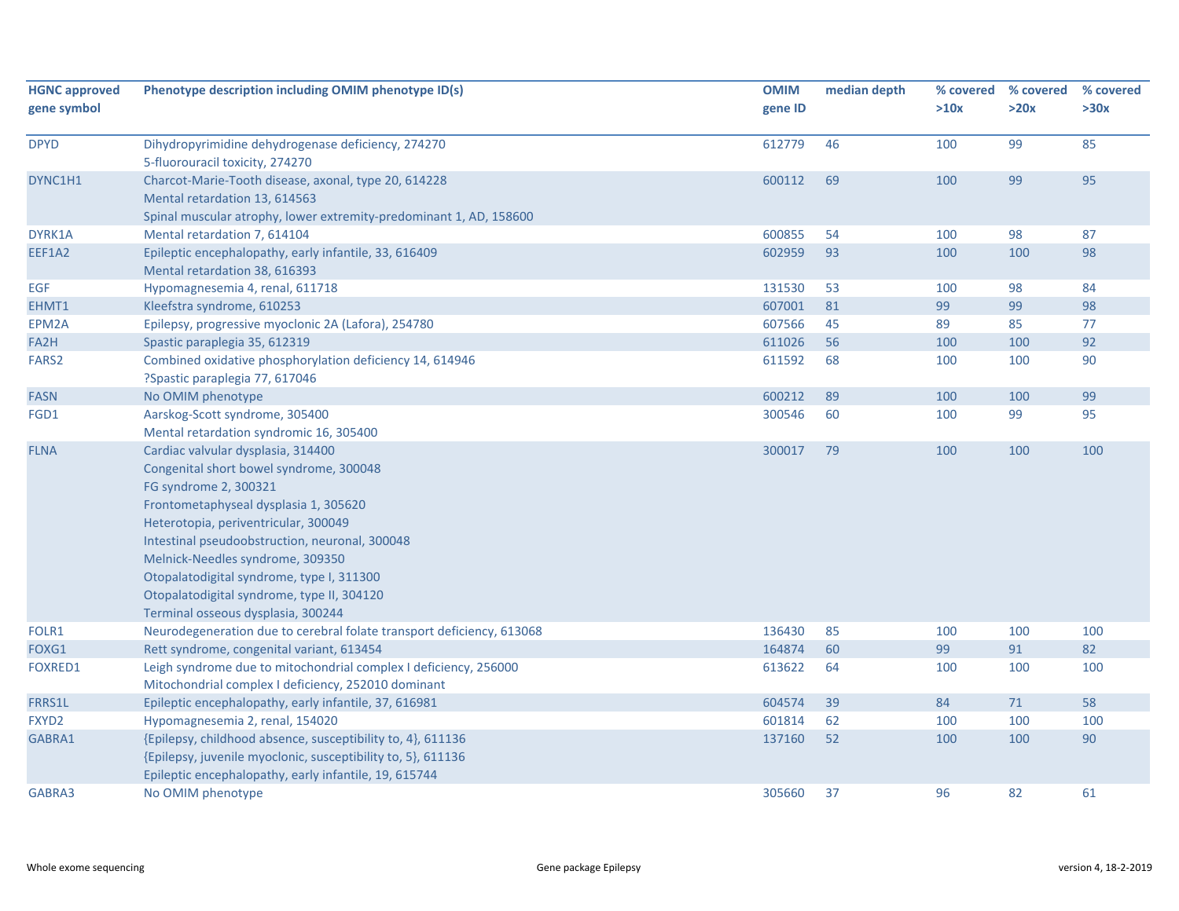| HGNC approved gene symbol | Phenotype description including OMIM phenotype ID(s) | OMIM gene ID | median depth | % covered >10x | % covered >20x | % covered >30x |
|---|---|---|---|---|---|---|
| DPYD | Dihydropyrimidine dehydrogenase deficiency, 274270<br>5-fluorouracil toxicity, 274270 | 612779 | 46 | 100 | 99 | 85 |
| DYNC1H1 | Charcot-Marie-Tooth disease, axonal, type 20, 614228<br>Mental retardation 13, 614563<br>Spinal muscular atrophy, lower extremity-predominant 1, AD, 158600 | 600112 | 69 | 100 | 99 | 95 |
| DYRK1A | Mental retardation 7, 614104 | 600855 | 54 | 100 | 98 | 87 |
| EEF1A2 | Epileptic encephalopathy, early infantile, 33, 616409<br>Mental retardation 38, 616393 | 602959 | 93 | 100 | 100 | 98 |
| EGF | Hypomagnesemia 4, renal, 611718 | 131530 | 53 | 100 | 98 | 84 |
| EHMT1 | Kleefstra syndrome, 610253 | 607001 | 81 | 99 | 99 | 98 |
| EPM2A | Epilepsy, progressive myoclonic 2A (Lafora), 254780 | 607566 | 45 | 89 | 85 | 77 |
| FA2H | Spastic paraplegia 35, 612319 | 611026 | 56 | 100 | 100 | 92 |
| FARS2 | Combined oxidative phosphorylation deficiency 14, 614946<br>?Spastic paraplegia 77, 617046 | 611592 | 68 | 100 | 100 | 90 |
| FASN | No OMIM phenotype | 600212 | 89 | 100 | 100 | 99 |
| FGD1 | Aarskog-Scott syndrome, 305400<br>Mental retardation syndromic 16, 305400 | 300546 | 60 | 100 | 99 | 95 |
| FLNA | Cardiac valvular dysplasia, 314400<br>Congenital short bowel syndrome, 300048<br>FG syndrome 2, 300321<br>Frontometaphyseal dysplasia 1, 305620<br>Heterotopia, periventricular, 300049<br>Intestinal pseudoobstruction, neuronal, 300048<br>Melnick-Needles syndrome, 309350<br>Otopalatodigital syndrome, type I, 311300<br>Otopalatodigital syndrome, type II, 304120<br>Terminal osseous dysplasia, 300244 | 300017 | 79 | 100 | 100 | 100 |
| FOLR1 | Neurodegeneration due to cerebral folate transport deficiency, 613068 | 136430 | 85 | 100 | 100 | 100 |
| FOXG1 | Rett syndrome, congenital variant, 613454 | 164874 | 60 | 99 | 91 | 82 |
| FOXRED1 | Leigh syndrome due to mitochondrial complex I deficiency, 256000<br>Mitochondrial complex I deficiency, 252010 dominant | 613622 | 64 | 100 | 100 | 100 |
| FRRS1L | Epileptic encephalopathy, early infantile, 37, 616981 | 604574 | 39 | 84 | 71 | 58 |
| FXYD2 | Hypomagnesemia 2, renal, 154020 | 601814 | 62 | 100 | 100 | 100 |
| GABRA1 | {Epilepsy, childhood absence, susceptibility to, 4}, 611136<br>{Epilepsy, juvenile myoclonic, susceptibility to, 5}, 611136<br>Epileptic encephalopathy, early infantile, 19, 615744 | 137160 | 52 | 100 | 100 | 90 |
| GABRA3 | No OMIM phenotype | 305660 | 37 | 96 | 82 | 61 |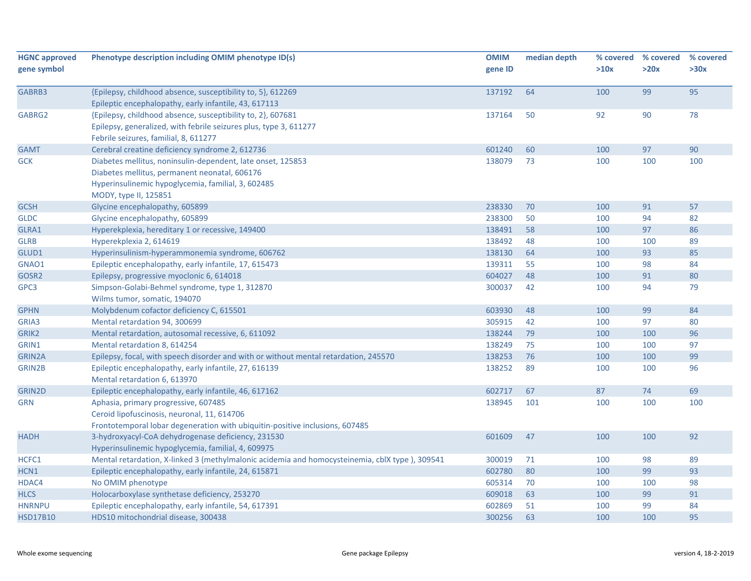| HGNC approved gene symbol | Phenotype description including OMIM phenotype ID(s) | OMIM gene ID | median depth | % covered >10x | % covered >20x | % covered >30x |
|---|---|---|---|---|---|---|
| GABRB3 | {Epilepsy, childhood absence, susceptibility to, 5}, 612269<br>Epileptic encephalopathy, early infantile, 43, 617113 | 137192 | 64 | 100 | 99 | 95 |
| GABRG2 | {Epilepsy, childhood absence, susceptibility to, 2}, 607681<br>Epilepsy, generalized, with febrile seizures plus, type 3, 611277<br>Febrile seizures, familial, 8, 611277 | 137164 | 50 | 92 | 90 | 78 |
| GAMT | Cerebral creatine deficiency syndrome 2, 612736 | 601240 | 60 | 100 | 97 | 90 |
| GCK | Diabetes mellitus, noninsulin-dependent, late onset, 125853<br>Diabetes mellitus, permanent neonatal, 606176<br>Hyperinsulinemic hypoglycemia, familial, 3, 602485<br>MODY, type II, 125851 | 138079 | 73 | 100 | 100 | 100 |
| GCSH | Glycine encephalopathy, 605899 | 238330 | 70 | 100 | 91 | 57 |
| GLDC | Glycine encephalopathy, 605899 | 238300 | 50 | 100 | 94 | 82 |
| GLRA1 | Hyperekplexia, hereditary 1 or recessive, 149400 | 138491 | 58 | 100 | 97 | 86 |
| GLRB | Hyperekplexia 2, 614619 | 138492 | 48 | 100 | 100 | 89 |
| GLUD1 | Hyperinsulinism-hyperammonemia syndrome, 606762 | 138130 | 64 | 100 | 93 | 85 |
| GNAO1 | Epileptic encephalopathy, early infantile, 17, 615473 | 139311 | 55 | 100 | 98 | 84 |
| GOSR2 | Epilepsy, progressive myoclonic 6, 614018 | 604027 | 48 | 100 | 91 | 80 |
| GPC3 | Simpson-Golabi-Behmel syndrome, type 1, 312870<br>Wilms tumor, somatic, 194070 | 300037 | 42 | 100 | 94 | 79 |
| GPHN | Molybdenum cofactor deficiency C, 615501 | 603930 | 48 | 100 | 99 | 84 |
| GRIA3 | Mental retardation 94, 300699 | 305915 | 42 | 100 | 97 | 80 |
| GRIK2 | Mental retardation, autosomal recessive, 6, 611092 | 138244 | 79 | 100 | 100 | 96 |
| GRIN1 | Mental retardation 8, 614254 | 138249 | 75 | 100 | 100 | 97 |
| GRIN2A | Epilepsy, focal, with speech disorder and with or without mental retardation, 245570 | 138253 | 76 | 100 | 100 | 99 |
| GRIN2B | Epileptic encephalopathy, early infantile, 27, 616139<br>Mental retardation 6, 613970 | 138252 | 89 | 100 | 100 | 96 |
| GRIN2D | Epileptic encephalopathy, early infantile, 46, 617162 | 602717 | 67 | 87 | 74 | 69 |
| GRN | Aphasia, primary progressive, 607485<br>Ceroid lipofuscinosis, neuronal, 11, 614706<br>Frontotemporal lobar degeneration with ubiquitin-positive inclusions, 607485 | 138945 | 101 | 100 | 100 | 100 |
| HADH | 3-hydroxyacyl-CoA dehydrogenase deficiency, 231530<br>Hyperinsulinemic hypoglycemia, familial, 4, 609975 | 601609 | 47 | 100 | 100 | 92 |
| HCFC1 | Mental retardation, X-linked 3 (methylmalonic acidemia and homocysteinemia, cblX type ), 309541 | 300019 | 71 | 100 | 98 | 89 |
| HCN1 | Epileptic encephalopathy, early infantile, 24, 615871 | 602780 | 80 | 100 | 99 | 93 |
| HDAC4 | No OMIM phenotype | 605314 | 70 | 100 | 100 | 98 |
| HLCS | Holocarboxylase synthetase deficiency, 253270 | 609018 | 63 | 100 | 99 | 91 |
| HNRNPU | Epileptic encephalopathy, early infantile, 54, 617391 | 602869 | 51 | 100 | 99 | 84 |
| HSD17B10 | HDS10 mitochondrial disease, 300438 | 300256 | 63 | 100 | 100 | 95 |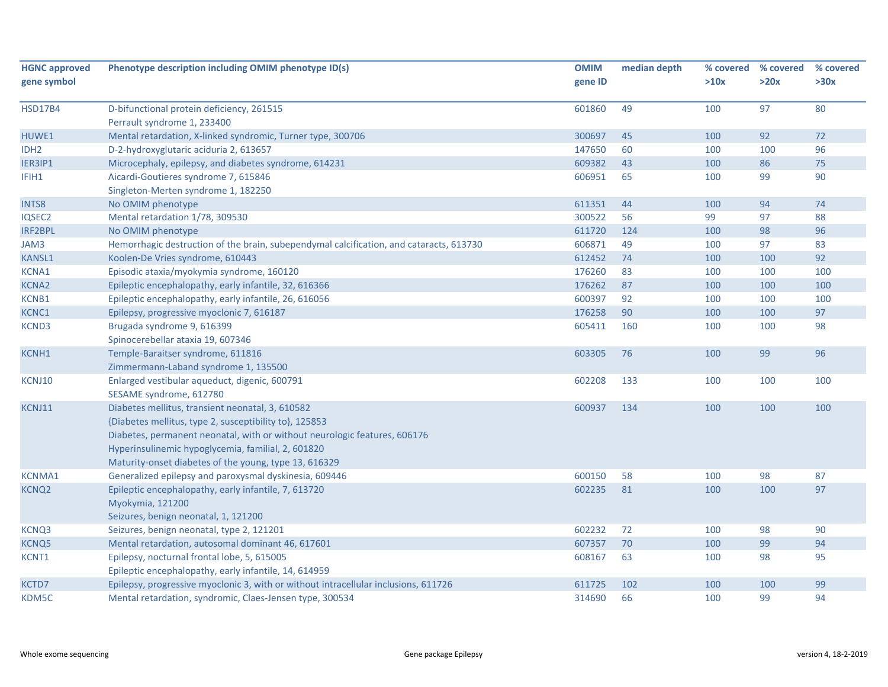| HGNC approved gene symbol | Phenotype description including OMIM phenotype ID(s) | OMIM gene ID | median depth | % covered >10x | % covered >20x | % covered >30x |
|---|---|---|---|---|---|---|
| HSD17B4 | D-bifunctional protein deficiency, 261515<br>Perrault syndrome 1, 233400 | 601860 | 49 | 100 | 97 | 80 |
| HUWE1 | Mental retardation, X-linked syndromic, Turner type, 300706 | 300697 | 45 | 100 | 92 | 72 |
| IDH2 | D-2-hydroxyglutaric aciduria 2, 613657 | 147650 | 60 | 100 | 100 | 96 |
| IER3IP1 | Microcephaly, epilepsy, and diabetes syndrome, 614231 | 609382 | 43 | 100 | 86 | 75 |
| IFIH1 | Aicardi-Goutieres syndrome 7, 615846<br>Singleton-Merten syndrome 1, 182250 | 606951 | 65 | 100 | 99 | 90 |
| INTS8 | No OMIM phenotype | 611351 | 44 | 100 | 94 | 74 |
| IQSEC2 | Mental retardation 1/78, 309530 | 300522 | 56 | 99 | 97 | 88 |
| IRF2BPL | No OMIM phenotype | 611720 | 124 | 100 | 98 | 96 |
| JAM3 | Hemorrhagic destruction of the brain, subependymal calcification, and cataracts, 613730 | 606871 | 49 | 100 | 97 | 83 |
| KANSL1 | Koolen-De Vries syndrome, 610443 | 612452 | 74 | 100 | 100 | 92 |
| KCNA1 | Episodic ataxia/myokymia syndrome, 160120 | 176260 | 83 | 100 | 100 | 100 |
| KCNA2 | Epileptic encephalopathy, early infantile, 32, 616366 | 176262 | 87 | 100 | 100 | 100 |
| KCNB1 | Epileptic encephalopathy, early infantile, 26, 616056 | 600397 | 92 | 100 | 100 | 100 |
| KCNC1 | Epilepsy, progressive myoclonic 7, 616187 | 176258 | 90 | 100 | 100 | 97 |
| KCND3 | Brugada syndrome 9, 616399<br>Spinocerebellar ataxia 19, 607346 | 605411 | 160 | 100 | 100 | 98 |
| KCNH1 | Temple-Baraitser syndrome, 611816<br>Zimmermann-Laband syndrome 1, 135500 | 603305 | 76 | 100 | 99 | 96 |
| KCNJ10 | Enlarged vestibular aqueduct, digenic, 600791<br>SESAME syndrome, 612780 | 602208 | 133 | 100 | 100 | 100 |
| KCNJ11 | Diabetes mellitus, transient neonatal, 3, 610582<br>{Diabetes mellitus, type 2, susceptibility to}, 125853<br>Diabetes, permanent neonatal, with or without neurologic features, 606176<br>Hyperinsulinemic hypoglycemia, familial, 2, 601820<br>Maturity-onset diabetes of the young, type 13, 616329 | 600937 | 134 | 100 | 100 | 100 |
| KCNMA1 | Generalized epilepsy and paroxysmal dyskinesia, 609446 | 600150 | 58 | 100 | 98 | 87 |
| KCNQ2 | Epileptic encephalopathy, early infantile, 7, 613720<br>Myokymia, 121200<br>Seizures, benign neonatal, 1, 121200 | 602235 | 81 | 100 | 100 | 97 |
| KCNQ3 | Seizures, benign neonatal, type 2, 121201 | 602232 | 72 | 100 | 98 | 90 |
| KCNQ5 | Mental retardation, autosomal dominant 46, 617601 | 607357 | 70 | 100 | 99 | 94 |
| KCNT1 | Epilepsy, nocturnal frontal lobe, 5, 615005<br>Epileptic encephalopathy, early infantile, 14, 614959 | 608167 | 63 | 100 | 98 | 95 |
| KCTD7 | Epilepsy, progressive myoclonic 3, with or without intracellular inclusions, 611726 | 611725 | 102 | 100 | 100 | 99 |
| KDM5C | Mental retardation, syndromic, Claes-Jensen type, 300534 | 314690 | 66 | 100 | 99 | 94 |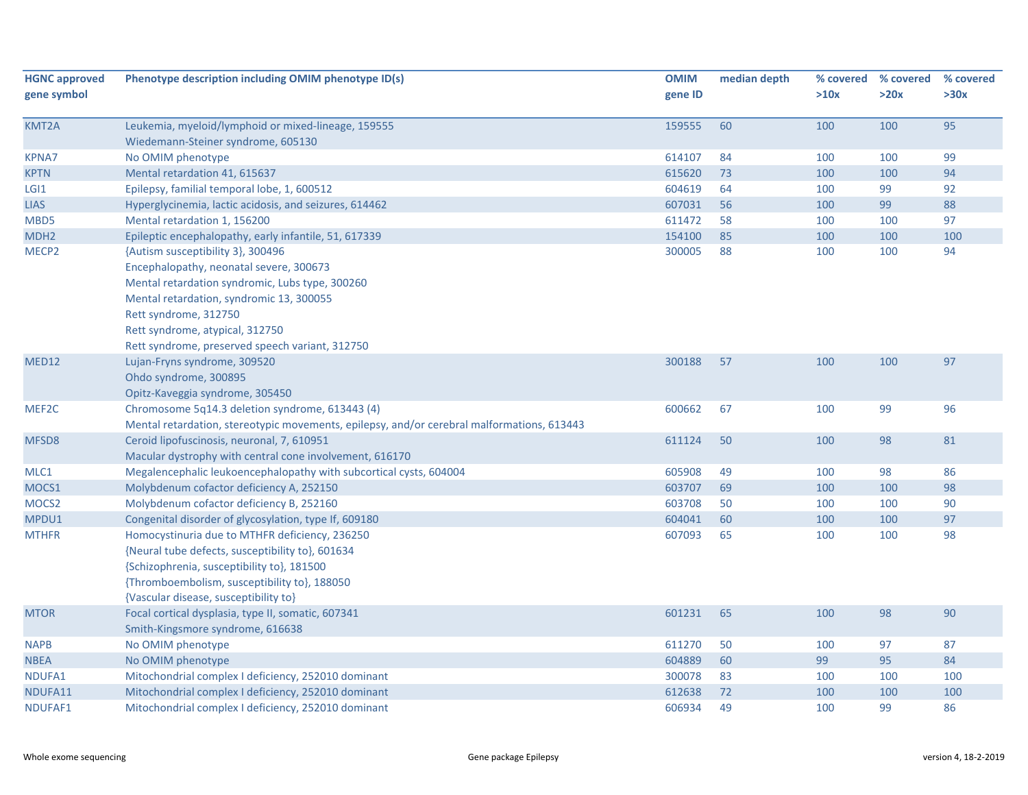| HGNC approved gene symbol | Phenotype description including OMIM phenotype ID(s) | OMIM gene ID | median depth | % covered >10x | % covered >20x | % covered >30x |
|---|---|---|---|---|---|---|
| KMT2A | Leukemia, myeloid/lymphoid or mixed-lineage, 159555<br>Wiedemann-Steiner syndrome, 605130 | 159555 | 60 | 100 | 100 | 95 |
| KPNA7 | No OMIM phenotype | 614107 | 84 | 100 | 100 | 99 |
| KPTN | Mental retardation 41, 615637 | 615620 | 73 | 100 | 100 | 94 |
| LGI1 | Epilepsy, familial temporal lobe, 1, 600512 | 604619 | 64 | 100 | 99 | 92 |
| LIAS | Hyperglycinemia, lactic acidosis, and seizures, 614462 | 607031 | 56 | 100 | 99 | 88 |
| MBD5 | Mental retardation 1, 156200 | 611472 | 58 | 100 | 100 | 97 |
| MDH2 | Epileptic encephalopathy, early infantile, 51, 617339 | 154100 | 85 | 100 | 100 | 100 |
| MECP2 | {Autism susceptibility 3}, 300496<br>Encephalopathy, neonatal severe, 300673<br>Mental retardation syndromic, Lubs type, 300260<br>Mental retardation, syndromic 13, 300055<br>Rett syndrome, 312750<br>Rett syndrome, atypical, 312750<br>Rett syndrome, preserved speech variant, 312750 | 300005 | 88 | 100 | 100 | 94 |
| MED12 | Lujan-Fryns syndrome, 309520<br>Ohdo syndrome, 300895<br>Opitz-Kaveggia syndrome, 305450 | 300188 | 57 | 100 | 100 | 97 |
| MEF2C | Chromosome 5q14.3 deletion syndrome, 613443 (4)<br>Mental retardation, stereotypic movements, epilepsy, and/or cerebral malformations, 613443 | 600662 | 67 | 100 | 99 | 96 |
| MFSD8 | Ceroid lipofuscinosis, neuronal, 7, 610951<br>Macular dystrophy with central cone involvement, 616170 | 611124 | 50 | 100 | 98 | 81 |
| MLC1 | Megalencephalic leukoencephalopathy with subcortical cysts, 604004 | 605908 | 49 | 100 | 98 | 86 |
| MOCS1 | Molybdenum cofactor deficiency A, 252150 | 603707 | 69 | 100 | 100 | 98 |
| MOCS2 | Molybdenum cofactor deficiency B, 252160 | 603708 | 50 | 100 | 100 | 90 |
| MPDU1 | Congenital disorder of glycosylation, type If, 609180 | 604041 | 60 | 100 | 100 | 97 |
| MTHFR | Homocystinuria due to MTHFR deficiency, 236250<br>{Neural tube defects, susceptibility to}, 601634<br>{Schizophrenia, susceptibility to}, 181500<br>{Thromboembolism, susceptibility to}, 188050<br>{Vascular disease, susceptibility to} | 607093 | 65 | 100 | 100 | 98 |
| MTOR | Focal cortical dysplasia, type II, somatic, 607341<br>Smith-Kingsmore syndrome, 616638 | 601231 | 65 | 100 | 98 | 90 |
| NAPB | No OMIM phenotype | 611270 | 50 | 100 | 97 | 87 |
| NBEA | No OMIM phenotype | 604889 | 60 | 99 | 95 | 84 |
| NDUFA1 | Mitochondrial complex I deficiency, 252010 dominant | 300078 | 83 | 100 | 100 | 100 |
| NDUFA11 | Mitochondrial complex I deficiency, 252010 dominant | 612638 | 72 | 100 | 100 | 100 |
| NDUFAF1 | Mitochondrial complex I deficiency, 252010 dominant | 606934 | 49 | 100 | 99 | 86 |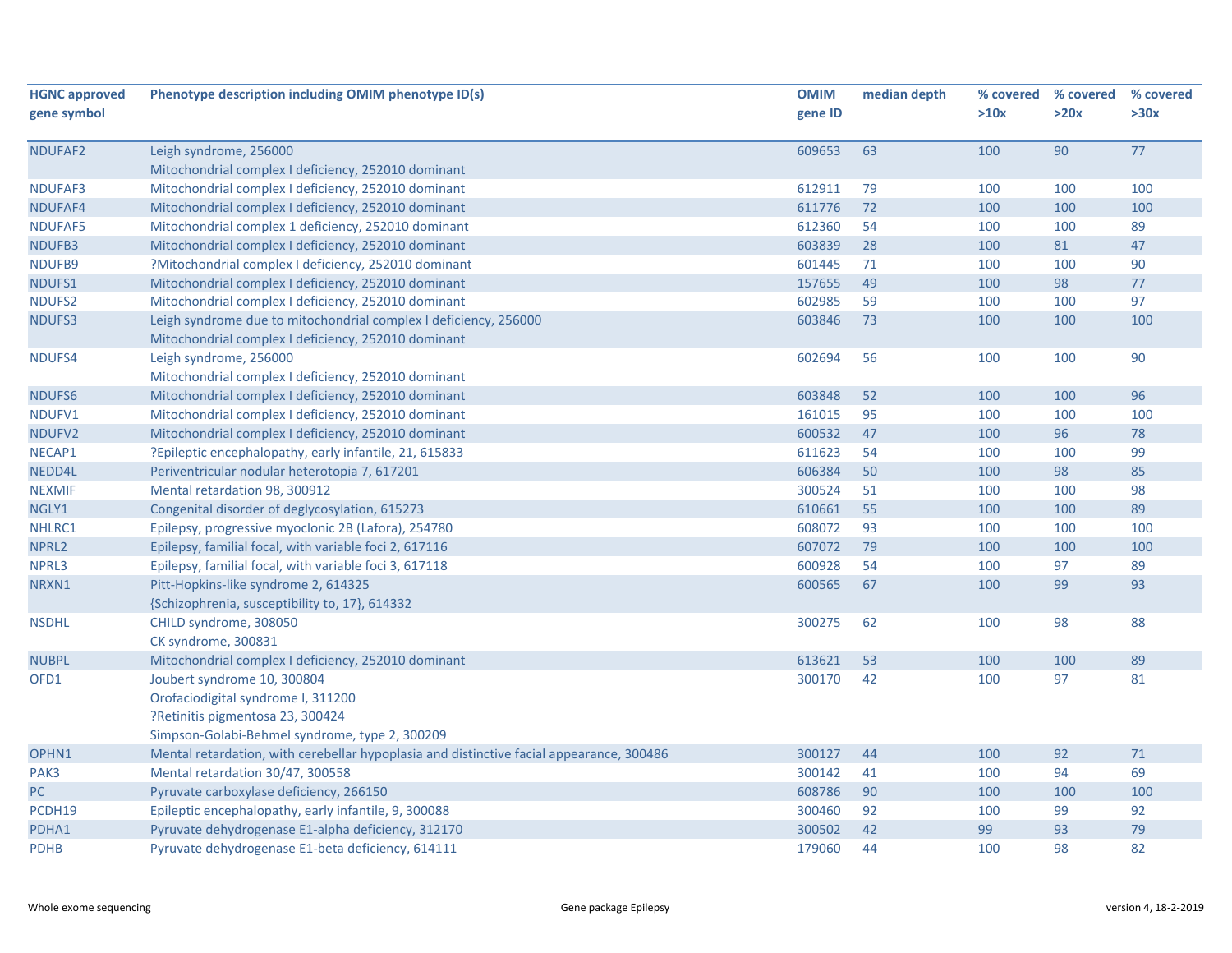| HGNC approved gene symbol | Phenotype description including OMIM phenotype ID(s) | OMIM gene ID | median depth | % covered >10x | % covered >20x | % covered >30x |
|---|---|---|---|---|---|---|
| NDUFAF2 | Leigh syndrome, 256000<br>Mitochondrial complex I deficiency, 252010 dominant | 609653 | 63 | 100 | 90 | 77 |
| NDUFAF3 | Mitochondrial complex I deficiency, 252010 dominant | 612911 | 79 | 100 | 100 | 100 |
| NDUFAF4 | Mitochondrial complex I deficiency, 252010 dominant | 611776 | 72 | 100 | 100 | 100 |
| NDUFAF5 | Mitochondrial complex 1 deficiency, 252010 dominant | 612360 | 54 | 100 | 100 | 89 |
| NDUFB3 | Mitochondrial complex I deficiency, 252010 dominant | 603839 | 28 | 100 | 81 | 47 |
| NDUFB9 | ?Mitochondrial complex I deficiency, 252010 dominant | 601445 | 71 | 100 | 100 | 90 |
| NDUFS1 | Mitochondrial complex I deficiency, 252010 dominant | 157655 | 49 | 100 | 98 | 77 |
| NDUFS2 | Mitochondrial complex I deficiency, 252010 dominant | 602985 | 59 | 100 | 100 | 97 |
| NDUFS3 | Leigh syndrome due to mitochondrial complex I deficiency, 256000<br>Mitochondrial complex I deficiency, 252010 dominant | 603846 | 73 | 100 | 100 | 100 |
| NDUFS4 | Leigh syndrome, 256000<br>Mitochondrial complex I deficiency, 252010 dominant | 602694 | 56 | 100 | 100 | 90 |
| NDUFS6 | Mitochondrial complex I deficiency, 252010 dominant | 603848 | 52 | 100 | 100 | 96 |
| NDUFV1 | Mitochondrial complex I deficiency, 252010 dominant | 161015 | 95 | 100 | 100 | 100 |
| NDUFV2 | Mitochondrial complex I deficiency, 252010 dominant | 600532 | 47 | 100 | 96 | 78 |
| NECAP1 | ?Epileptic encephalopathy, early infantile, 21, 615833 | 611623 | 54 | 100 | 100 | 99 |
| NEDD4L | Periventricular nodular heterotopia 7, 617201 | 606384 | 50 | 100 | 98 | 85 |
| NEXMIF | Mental retardation 98, 300912 | 300524 | 51 | 100 | 100 | 98 |
| NGLY1 | Congenital disorder of deglycosylation, 615273 | 610661 | 55 | 100 | 100 | 89 |
| NHLRC1 | Epilepsy, progressive myoclonic 2B (Lafora), 254780 | 608072 | 93 | 100 | 100 | 100 |
| NPRL2 | Epilepsy, familial focal, with variable foci 2, 617116 | 607072 | 79 | 100 | 100 | 100 |
| NPRL3 | Epilepsy, familial focal, with variable foci 3, 617118 | 600928 | 54 | 100 | 97 | 89 |
| NRXN1 | Pitt-Hopkins-like syndrome 2, 614325<br>{Schizophrenia, susceptibility to, 17}, 614332 | 600565 | 67 | 100 | 99 | 93 |
| NSDHL | CHILD syndrome, 308050<br>CK syndrome, 300831 | 300275 | 62 | 100 | 98 | 88 |
| NUBPL | Mitochondrial complex I deficiency, 252010 dominant | 613621 | 53 | 100 | 100 | 89 |
| OFD1 | Joubert syndrome 10, 300804<br>Orofaciodigital syndrome I, 311200<br>?Retinitis pigmentosa 23, 300424<br>Simpson-Golabi-Behmel syndrome, type 2, 300209 | 300170 | 42 | 100 | 97 | 81 |
| OPHN1 | Mental retardation, with cerebellar hypoplasia and distinctive facial appearance, 300486 | 300127 | 44 | 100 | 92 | 71 |
| PAK3 | Mental retardation 30/47, 300558 | 300142 | 41 | 100 | 94 | 69 |
| PC | Pyruvate carboxylase deficiency, 266150 | 608786 | 90 | 100 | 100 | 100 |
| PCDH19 | Epileptic encephalopathy, early infantile, 9, 300088 | 300460 | 92 | 100 | 99 | 92 |
| PDHA1 | Pyruvate dehydrogenase E1-alpha deficiency, 312170 | 300502 | 42 | 99 | 93 | 79 |
| PDHB | Pyruvate dehydrogenase E1-beta deficiency, 614111 | 179060 | 44 | 100 | 98 | 82 |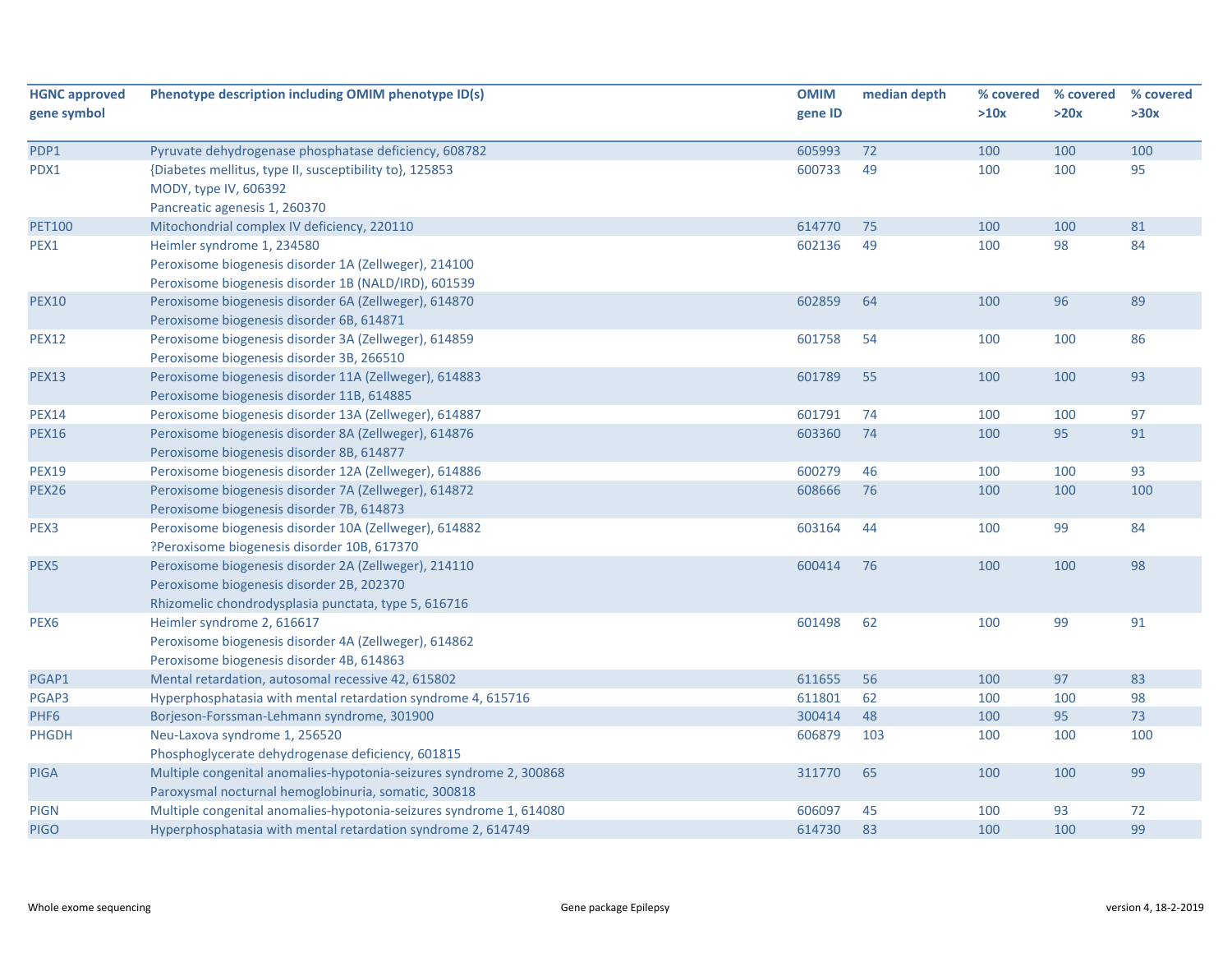| HGNC approved gene symbol | Phenotype description including OMIM phenotype ID(s) | OMIM gene ID | median depth | % covered >10x | % covered >20x | % covered >30x |
|---|---|---|---|---|---|---|
| PDP1 | Pyruvate dehydrogenase phosphatase deficiency, 608782 | 605993 | 72 | 100 | 100 | 100 |
| PDX1 | {Diabetes mellitus, type II, susceptibility to}, 125853<br>MODY, type IV, 606392<br>Pancreatic agenesis 1, 260370 | 600733 | 49 | 100 | 100 | 95 |
| PET100 | Mitochondrial complex IV deficiency, 220110 | 614770 | 75 | 100 | 100 | 81 |
| PEX1 | Heimler syndrome 1, 234580<br>Peroxisome biogenesis disorder 1A (Zellweger), 214100<br>Peroxisome biogenesis disorder 1B (NALD/IRD), 601539 | 602136 | 49 | 100 | 98 | 84 |
| PEX10 | Peroxisome biogenesis disorder 6A (Zellweger), 614870<br>Peroxisome biogenesis disorder 6B, 614871 | 602859 | 64 | 100 | 96 | 89 |
| PEX12 | Peroxisome biogenesis disorder 3A (Zellweger), 614859<br>Peroxisome biogenesis disorder 3B, 266510 | 601758 | 54 | 100 | 100 | 86 |
| PEX13 | Peroxisome biogenesis disorder 11A (Zellweger), 614883<br>Peroxisome biogenesis disorder 11B, 614885 | 601789 | 55 | 100 | 100 | 93 |
| PEX14 | Peroxisome biogenesis disorder 13A (Zellweger), 614887 | 601791 | 74 | 100 | 100 | 97 |
| PEX16 | Peroxisome biogenesis disorder 8A (Zellweger), 614876<br>Peroxisome biogenesis disorder 8B, 614877 | 603360 | 74 | 100 | 95 | 91 |
| PEX19 | Peroxisome biogenesis disorder 12A (Zellweger), 614886 | 600279 | 46 | 100 | 100 | 93 |
| PEX26 | Peroxisome biogenesis disorder 7A (Zellweger), 614872<br>Peroxisome biogenesis disorder 7B, 614873 | 608666 | 76 | 100 | 100 | 100 |
| PEX3 | Peroxisome biogenesis disorder 10A (Zellweger), 614882<br>?Peroxisome biogenesis disorder 10B, 617370 | 603164 | 44 | 100 | 99 | 84 |
| PEX5 | Peroxisome biogenesis disorder 2A (Zellweger), 214110<br>Peroxisome biogenesis disorder 2B, 202370<br>Rhizomelic chondrodysplasia punctata, type 5, 616716 | 600414 | 76 | 100 | 100 | 98 |
| PEX6 | Heimler syndrome 2, 616617<br>Peroxisome biogenesis disorder 4A (Zellweger), 614862<br>Peroxisome biogenesis disorder 4B, 614863 | 601498 | 62 | 100 | 99 | 91 |
| PGAP1 | Mental retardation, autosomal recessive 42, 615802 | 611655 | 56 | 100 | 97 | 83 |
| PGAP3 | Hyperphosphatasia with mental retardation syndrome 4, 615716 | 611801 | 62 | 100 | 100 | 98 |
| PHF6 | Borjeson-Forssman-Lehmann syndrome, 301900 | 300414 | 48 | 100 | 95 | 73 |
| PHGDH | Neu-Laxova syndrome 1, 256520<br>Phosphoglycerate dehydrogenase deficiency, 601815 | 606879 | 103 | 100 | 100 | 100 |
| PIGA | Multiple congenital anomalies-hypotonia-seizures syndrome 2, 300868<br>Paroxysmal nocturnal hemoglobinuria, somatic, 300818 | 311770 | 65 | 100 | 100 | 99 |
| PIGN | Multiple congenital anomalies-hypotonia-seizures syndrome 1, 614080 | 606097 | 45 | 100 | 93 | 72 |
| PIGO | Hyperphosphatasia with mental retardation syndrome 2, 614749 | 614730 | 83 | 100 | 100 | 99 |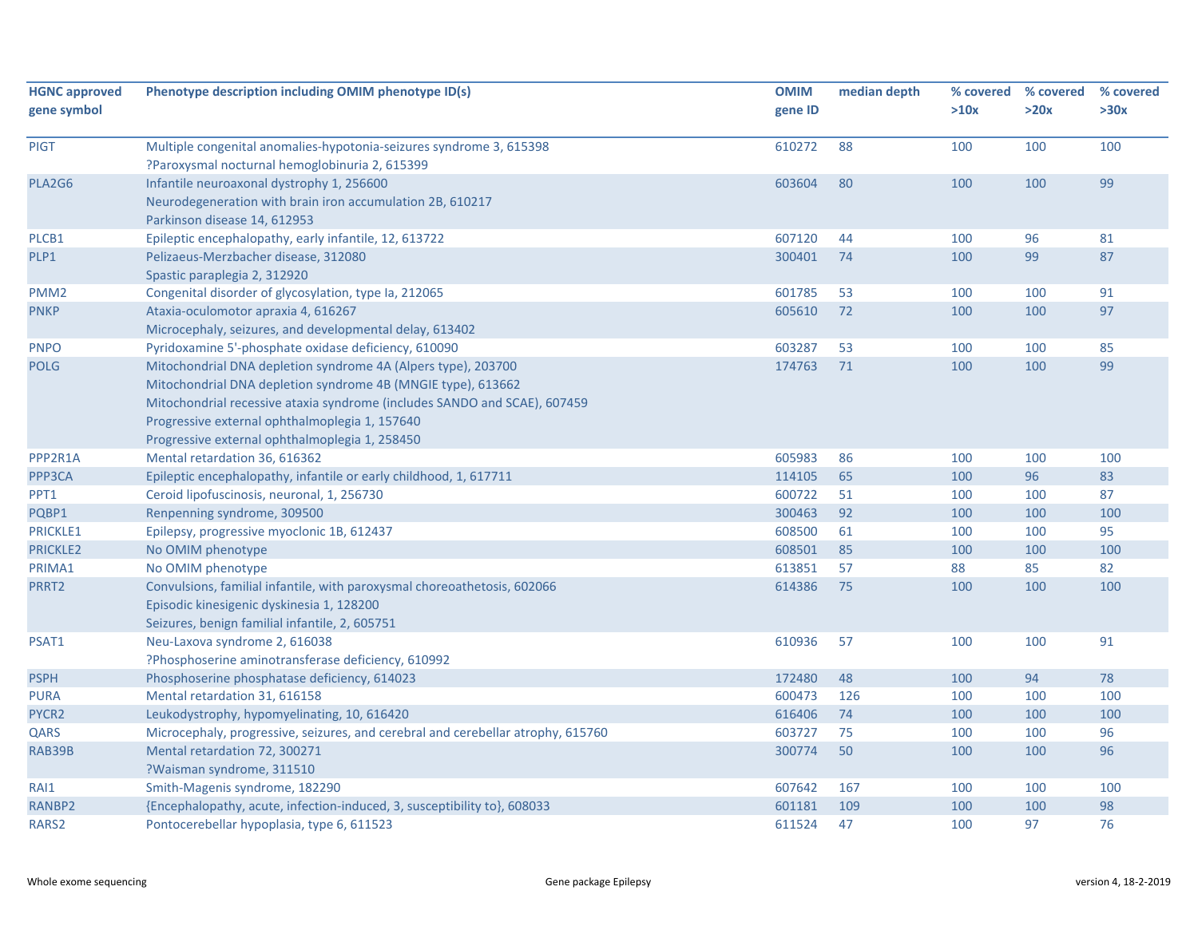| HGNC approved gene symbol | Phenotype description including OMIM phenotype ID(s) | OMIM gene ID | median depth | % covered >10x | % covered >20x | % covered >30x |
|---|---|---|---|---|---|---|
| PIGT | Multiple congenital anomalies-hypotonia-seizures syndrome 3, 615398<br>?Paroxysmal nocturnal hemoglobinuria 2, 615399 | 610272 | 88 | 100 | 100 | 100 |
| PLA2G6 | Infantile neuroaxonal dystrophy 1, 256600<br>Neurodegeneration with brain iron accumulation 2B, 610217<br>Parkinson disease 14, 612953 | 603604 | 80 | 100 | 100 | 99 |
| PLCB1 | Epileptic encephalopathy, early infantile, 12, 613722 | 607120 | 44 | 100 | 96 | 81 |
| PLP1 | Pelizaeus-Merzbacher disease, 312080<br>Spastic paraplegia 2, 312920 | 300401 | 74 | 100 | 99 | 87 |
| PMM2 | Congenital disorder of glycosylation, type Ia, 212065 | 601785 | 53 | 100 | 100 | 91 |
| PNKP | Ataxia-oculomotor apraxia 4, 616267<br>Microcephaly, seizures, and developmental delay, 613402 | 605610 | 72 | 100 | 100 | 97 |
| PNPO | Pyridoxamine 5'-phosphate oxidase deficiency, 610090 | 603287 | 53 | 100 | 100 | 85 |
| POLG | Mitochondrial DNA depletion syndrome 4A (Alpers type), 203700<br>Mitochondrial DNA depletion syndrome 4B (MNGIE type), 613662<br>Mitochondrial recessive ataxia syndrome (includes SANDO and SCAE), 607459<br>Progressive external ophthalmoplegia 1, 157640<br>Progressive external ophthalmoplegia 1, 258450 | 174763 | 71 | 100 | 100 | 99 |
| PPP2R1A | Mental retardation 36, 616362 | 605983 | 86 | 100 | 100 | 100 |
| PPP3CA | Epileptic encephalopathy, infantile or early childhood, 1, 617711 | 114105 | 65 | 100 | 96 | 83 |
| PPT1 | Ceroid lipofuscinosis, neuronal, 1, 256730 | 600722 | 51 | 100 | 100 | 87 |
| PQBP1 | Renpenning syndrome, 309500 | 300463 | 92 | 100 | 100 | 100 |
| PRICKLE1 | Epilepsy, progressive myoclonic 1B, 612437 | 608500 | 61 | 100 | 100 | 95 |
| PRICKLE2 | No OMIM phenotype | 608501 | 85 | 100 | 100 | 100 |
| PRIMA1 | No OMIM phenotype | 613851 | 57 | 88 | 85 | 82 |
| PRRT2 | Convulsions, familial infantile, with paroxysmal choreoathetosis, 602066<br>Episodic kinesigenic dyskinesia 1, 128200<br>Seizures, benign familial infantile, 2, 605751 | 614386 | 75 | 100 | 100 | 100 |
| PSAT1 | Neu-Laxova syndrome 2, 616038<br>?Phosphoserine aminotransferase deficiency, 610992 | 610936 | 57 | 100 | 100 | 91 |
| PSPH | Phosphoserine phosphatase deficiency, 614023 | 172480 | 48 | 100 | 94 | 78 |
| PURA | Mental retardation 31, 616158 | 600473 | 126 | 100 | 100 | 100 |
| PYCR2 | Leukodystrophy, hypomyelinating, 10, 616420 | 616406 | 74 | 100 | 100 | 100 |
| QARS | Microcephaly, progressive, seizures, and cerebral and cerebellar atrophy, 615760 | 603727 | 75 | 100 | 100 | 96 |
| RAB39B | Mental retardation 72, 300271<br>?Waisman syndrome, 311510 | 300774 | 50 | 100 | 100 | 96 |
| RAI1 | Smith-Magenis syndrome, 182290 | 607642 | 167 | 100 | 100 | 100 |
| RANBP2 | {Encephalopathy, acute, infection-induced, 3, susceptibility to}, 608033 | 601181 | 109 | 100 | 100 | 98 |
| RARS2 | Pontocerebellar hypoplasia, type 6, 611523 | 611524 | 47 | 100 | 97 | 76 |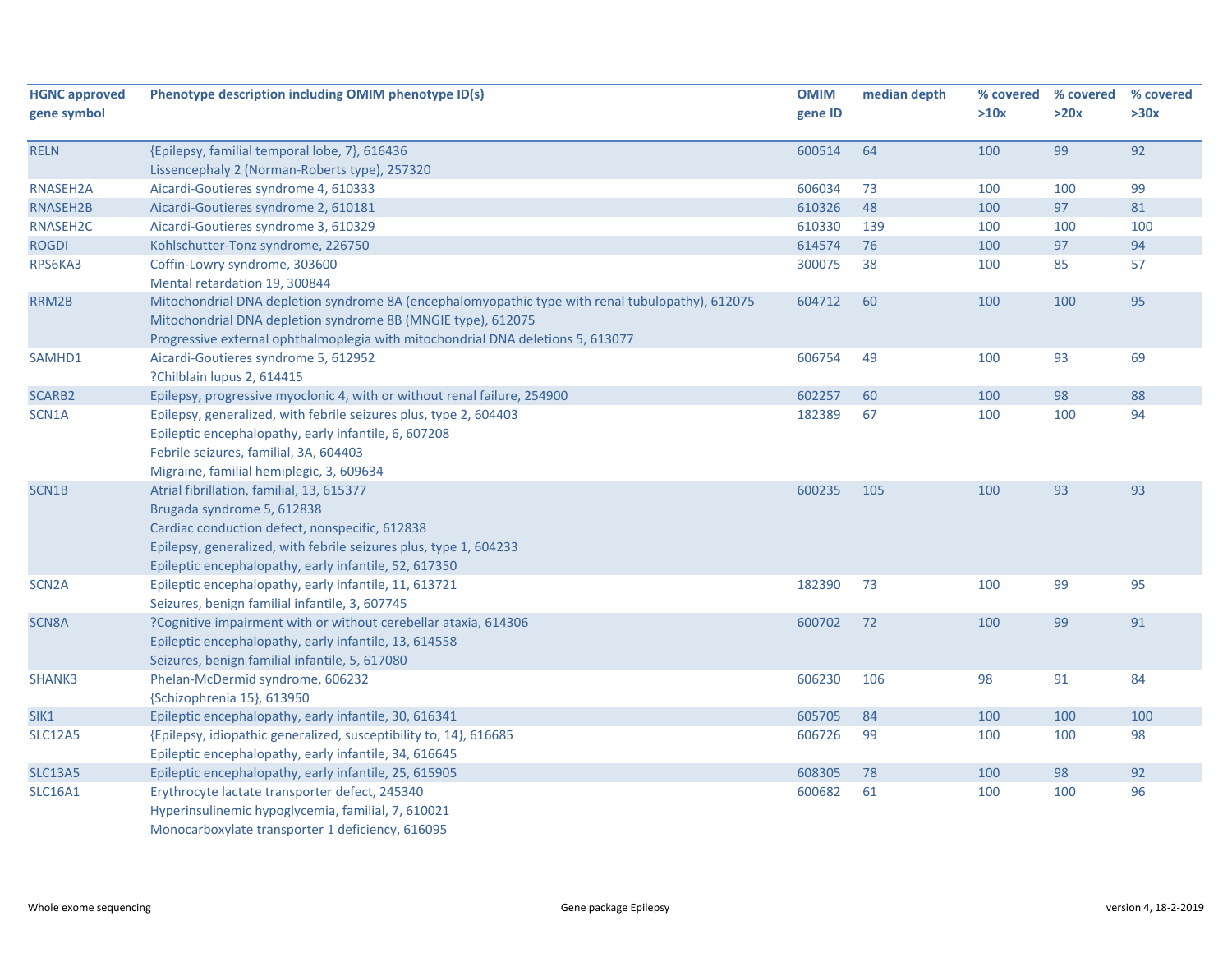| HGNC approved gene symbol | Phenotype description including OMIM phenotype ID(s) | OMIM gene ID | median depth | % covered >10x | % covered >20x | % covered >30x |
|---|---|---|---|---|---|---|
| RELN | {Epilepsy, familial temporal lobe, 7}, 616436<br>Lissencephaly 2 (Norman-Roberts type), 257320 | 600514 | 64 | 100 | 99 | 92 |
| RNASEH2A | Aicardi-Goutieres syndrome 4, 610333 | 606034 | 73 | 100 | 100 | 99 |
| RNASEH2B | Aicardi-Goutieres syndrome 2, 610181 | 610326 | 48 | 100 | 97 | 81 |
| RNASEH2C | Aicardi-Goutieres syndrome 3, 610329 | 610330 | 139 | 100 | 100 | 100 |
| ROGDI | Kohlschutter-Tonz syndrome, 226750 | 614574 | 76 | 100 | 97 | 94 |
| RPS6KA3 | Coffin-Lowry syndrome, 303600<br>Mental retardation 19, 300844 | 300075 | 38 | 100 | 85 | 57 |
| RRM2B | Mitochondrial DNA depletion syndrome 8A (encephalomyopathic type with renal tubulopathy), 612075<br>Mitochondrial DNA depletion syndrome 8B (MNGIE type), 612075<br>Progressive external ophthalmoplegia with mitochondrial DNA deletions 5, 613077 | 604712 | 60 | 100 | 100 | 95 |
| SAMHD1 | Aicardi-Goutieres syndrome 5, 612952<br>?Chilblain lupus 2, 614415 | 606754 | 49 | 100 | 93 | 69 |
| SCARB2 | Epilepsy, progressive myoclonic 4, with or without renal failure, 254900 | 602257 | 60 | 100 | 98 | 88 |
| SCN1A | Epilepsy, generalized, with febrile seizures plus, type 2, 604403<br>Epileptic encephalopathy, early infantile, 6, 607208<br>Febrile seizures, familial, 3A, 604403<br>Migraine, familial hemiplegic, 3, 609634 | 182389 | 67 | 100 | 100 | 94 |
| SCN1B | Atrial fibrillation, familial, 13, 615377<br>Brugada syndrome 5, 612838<br>Cardiac conduction defect, nonspecific, 612838<br>Epilepsy, generalized, with febrile seizures plus, type 1, 604233<br>Epileptic encephalopathy, early infantile, 52, 617350 | 600235 | 105 | 100 | 93 | 93 |
| SCN2A | Epileptic encephalopathy, early infantile, 11, 613721<br>Seizures, benign familial infantile, 3, 607745 | 182390 | 73 | 100 | 99 | 95 |
| SCN8A | ?Cognitive impairment with or without cerebellar ataxia, 614306<br>Epileptic encephalopathy, early infantile, 13, 614558<br>Seizures, benign familial infantile, 5, 617080 | 600702 | 72 | 100 | 99 | 91 |
| SHANK3 | Phelan-McDermid syndrome, 606232<br>{Schizophrenia 15}, 613950 | 606230 | 106 | 98 | 91 | 84 |
| SIK1 | Epileptic encephalopathy, early infantile, 30, 616341 | 605705 | 84 | 100 | 100 | 100 |
| SLC12A5 | {Epilepsy, idiopathic generalized, susceptibility to, 14}, 616685<br>Epileptic encephalopathy, early infantile, 34, 616645 | 606726 | 99 | 100 | 100 | 98 |
| SLC13A5 | Epileptic encephalopathy, early infantile, 25, 615905 | 608305 | 78 | 100 | 98 | 92 |
| SLC16A1 | Erythrocyte lactate transporter defect, 245340<br>Hyperinsulinemic hypoglycemia, familial, 7, 610021<br>Monocarboxylate transporter 1 deficiency, 616095 | 600682 | 61 | 100 | 100 | 96 |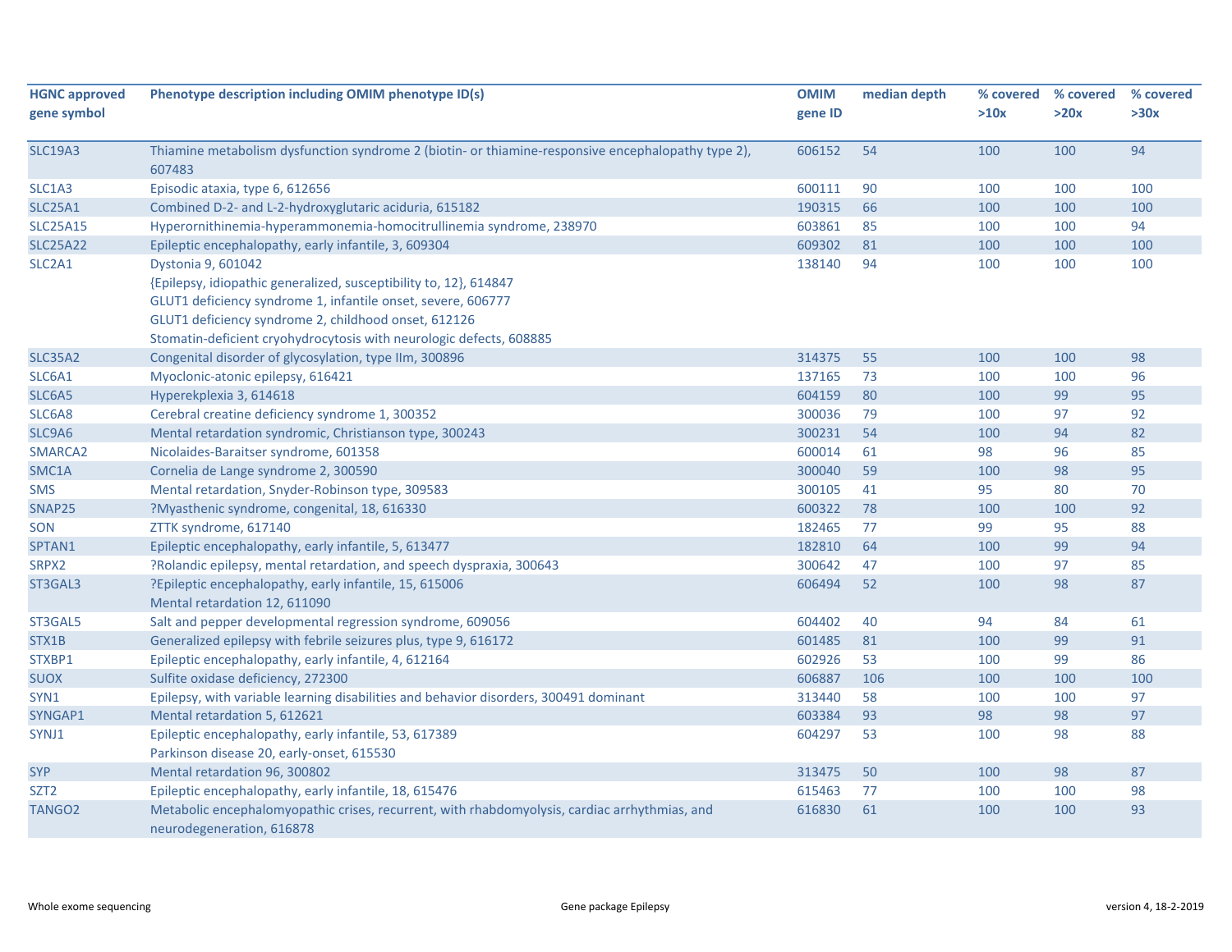| HGNC approved gene symbol | Phenotype description including OMIM phenotype ID(s) | OMIM gene ID | median depth | % covered >10x | % covered >20x | % covered >30x |
|---|---|---|---|---|---|---|
| SLC19A3 | Thiamine metabolism dysfunction syndrome 2 (biotin- or thiamine-responsive encephalopathy type 2), 607483 | 606152 | 54 | 100 | 100 | 94 |
| SLC1A3 | Episodic ataxia, type 6, 612656 | 600111 | 90 | 100 | 100 | 100 |
| SLC25A1 | Combined D-2- and L-2-hydroxyglutaric aciduria, 615182 | 190315 | 66 | 100 | 100 | 100 |
| SLC25A15 | Hyperornithinemia-hyperammonemia-homocitrullinemia syndrome, 238970 | 603861 | 85 | 100 | 100 | 94 |
| SLC25A22 | Epileptic encephalopathy, early infantile, 3, 609304 | 609302 | 81 | 100 | 100 | 100 |
| SLC2A1 | Dystonia 9, 601042<br>{Epilepsy, idiopathic generalized, susceptibility to, 12}, 614847<br>GLUT1 deficiency syndrome 1, infantile onset, severe, 606777<br>GLUT1 deficiency syndrome 2, childhood onset, 612126<br>Stomatin-deficient cryohydrocytosis with neurologic defects, 608885 | 138140 | 94 | 100 | 100 | 100 |
| SLC35A2 | Congenital disorder of glycosylation, type IIm, 300896 | 314375 | 55 | 100 | 100 | 98 |
| SLC6A1 | Myoclonic-atonic epilepsy, 616421 | 137165 | 73 | 100 | 100 | 96 |
| SLC6A5 | Hyperekplexia 3, 614618 | 604159 | 80 | 100 | 99 | 95 |
| SLC6A8 | Cerebral creatine deficiency syndrome 1, 300352 | 300036 | 79 | 100 | 97 | 92 |
| SLC9A6 | Mental retardation syndromic, Christianson type, 300243 | 300231 | 54 | 100 | 94 | 82 |
| SMARCA2 | Nicolaides-Baraitser syndrome, 601358 | 600014 | 61 | 98 | 96 | 85 |
| SMC1A | Cornelia de Lange syndrome 2, 300590 | 300040 | 59 | 100 | 98 | 95 |
| SMS | Mental retardation, Snyder-Robinson type, 309583 | 300105 | 41 | 95 | 80 | 70 |
| SNAP25 | ?Myasthenic syndrome, congenital, 18, 616330 | 600322 | 78 | 100 | 100 | 92 |
| SON | ZTTK syndrome, 617140 | 182465 | 77 | 99 | 95 | 88 |
| SPTAN1 | Epileptic encephalopathy, early infantile, 5, 613477 | 182810 | 64 | 100 | 99 | 94 |
| SRPX2 | ?Rolandic epilepsy, mental retardation, and speech dyspraxia, 300643 | 300642 | 47 | 100 | 97 | 85 |
| ST3GAL3 | ?Epileptic encephalopathy, early infantile, 15, 615006<br>Mental retardation 12, 611090 | 606494 | 52 | 100 | 98 | 87 |
| ST3GAL5 | Salt and pepper developmental regression syndrome, 609056 | 604402 | 40 | 94 | 84 | 61 |
| STX1B | Generalized epilepsy with febrile seizures plus, type 9, 616172 | 601485 | 81 | 100 | 99 | 91 |
| STXBP1 | Epileptic encephalopathy, early infantile, 4, 612164 | 602926 | 53 | 100 | 99 | 86 |
| SUOX | Sulfite oxidase deficiency, 272300 | 606887 | 106 | 100 | 100 | 100 |
| SYN1 | Epilepsy, with variable learning disabilities and behavior disorders, 300491 dominant | 313440 | 58 | 100 | 100 | 97 |
| SYNGAP1 | Mental retardation 5, 612621 | 603384 | 93 | 98 | 98 | 97 |
| SYNJ1 | Epileptic encephalopathy, early infantile, 53, 617389<br>Parkinson disease 20, early-onset, 615530 | 604297 | 53 | 100 | 98 | 88 |
| SYP | Mental retardation 96, 300802 | 313475 | 50 | 100 | 98 | 87 |
| SZT2 | Epileptic encephalopathy, early infantile, 18, 615476 | 615463 | 77 | 100 | 100 | 98 |
| TANGO2 | Metabolic encephalomyopathic crises, recurrent, with rhabdomyolysis, cardiac arrhythmias, and neurodegeneration, 616878 | 616830 | 61 | 100 | 100 | 93 |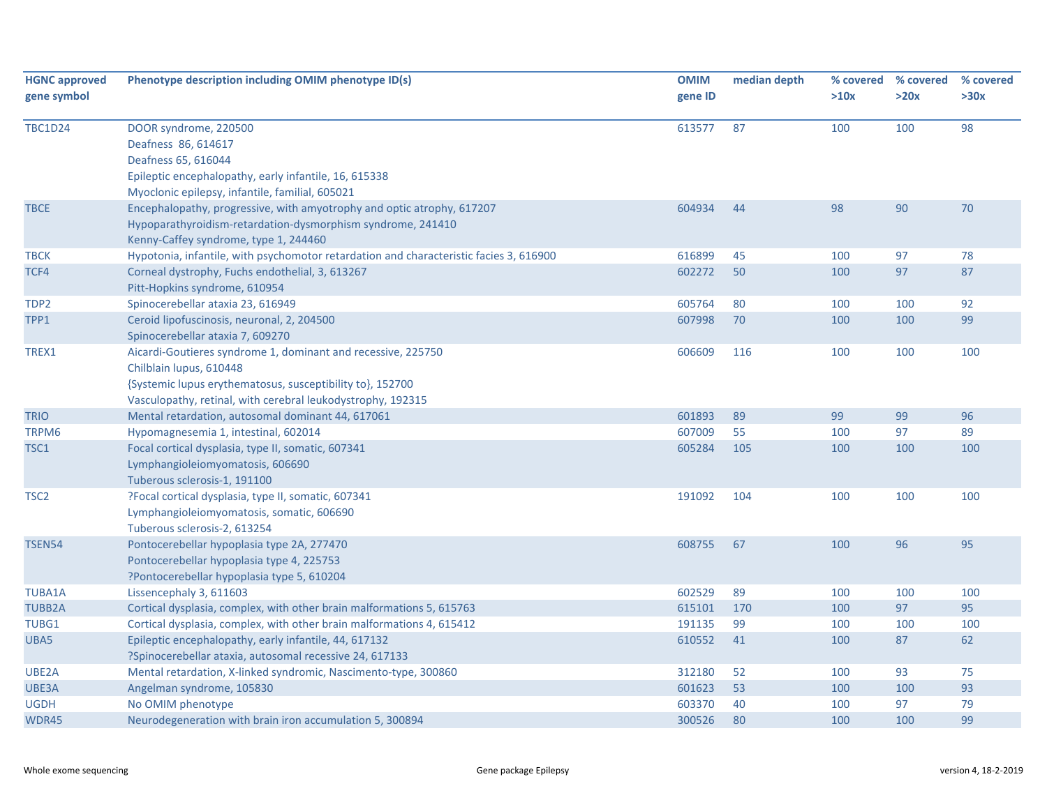| HGNC approved gene symbol | Phenotype description including OMIM phenotype ID(s) | OMIM gene ID | median depth | % covered >10x | % covered >20x | % covered >30x |
|---|---|---|---|---|---|---|
| TBC1D24 | DOOR syndrome, 220500<br>Deafness 86, 614617<br>Deafness 65, 616044<br>Epileptic encephalopathy, early infantile, 16, 615338<br>Myoclonic epilepsy, infantile, familial, 605021 | 613577 | 87 | 100 | 100 | 98 |
| TBCE | Encephalopathy, progressive, with amyotrophy and optic atrophy, 617207<br>Hypoparathyroidism-retardation-dysmorphism syndrome, 241410<br>Kenny-Caffey syndrome, type 1, 244460 | 604934 | 44 | 98 | 90 | 70 |
| TBCK | Hypotonia, infantile, with psychomotor retardation and characteristic facies 3, 616900 | 616899 | 45 | 100 | 97 | 78 |
| TCF4 | Corneal dystrophy, Fuchs endothelial, 3, 613267<br>Pitt-Hopkins syndrome, 610954 | 602272 | 50 | 100 | 97 | 87 |
| TDP2 | Spinocerebellar ataxia 23, 616949 | 605764 | 80 | 100 | 100 | 92 |
| TPP1 | Ceroid lipofuscinosis, neuronal, 2, 204500<br>Spinocerebellar ataxia 7, 609270 | 607998 | 70 | 100 | 100 | 99 |
| TREX1 | Aicardi-Goutieres syndrome 1, dominant and recessive, 225750<br>Chilblain lupus, 610448<br>{Systemic lupus erythematosus, susceptibility to}, 152700<br>Vasculopathy, retinal, with cerebral leukodystrophy, 192315 | 606609 | 116 | 100 | 100 | 100 |
| TRIO | Mental retardation, autosomal dominant 44, 617061 | 601893 | 89 | 99 | 99 | 96 |
| TRPM6 | Hypomagnesemia 1, intestinal, 602014 | 607009 | 55 | 100 | 97 | 89 |
| TSC1 | Focal cortical dysplasia, type II, somatic, 607341<br>Lymphangioleiomyomatosis, 606690<br>Tuberous sclerosis-1, 191100 | 605284 | 105 | 100 | 100 | 100 |
| TSC2 | ?Focal cortical dysplasia, type II, somatic, 607341<br>Lymphangioleiomyomatosis, somatic, 606690<br>Tuberous sclerosis-2, 613254 | 191092 | 104 | 100 | 100 | 100 |
| TSEN54 | Pontocerebellar hypoplasia type 2A, 277470<br>Pontocerebellar hypoplasia type 4, 225753<br>?Pontocerebellar hypoplasia type 5, 610204 | 608755 | 67 | 100 | 96 | 95 |
| TUBA1A | Lissencephaly 3, 611603 | 602529 | 89 | 100 | 100 | 100 |
| TUBB2A | Cortical dysplasia, complex, with other brain malformations 5, 615763 | 615101 | 170 | 100 | 97 | 95 |
| TUBG1 | Cortical dysplasia, complex, with other brain malformations 4, 615412 | 191135 | 99 | 100 | 100 | 100 |
| UBA5 | Epileptic encephalopathy, early infantile, 44, 617132<br>?Spinocerebellar ataxia, autosomal recessive 24, 617133 | 610552 | 41 | 100 | 87 | 62 |
| UBE2A | Mental retardation, X-linked syndromic, Nascimento-type, 300860 | 312180 | 52 | 100 | 93 | 75 |
| UBE3A | Angelman syndrome, 105830 | 601623 | 53 | 100 | 100 | 93 |
| UGDH | No OMIM phenotype | 603370 | 40 | 100 | 97 | 79 |
| WDR45 | Neurodegeneration with brain iron accumulation 5, 300894 | 300526 | 80 | 100 | 100 | 99 |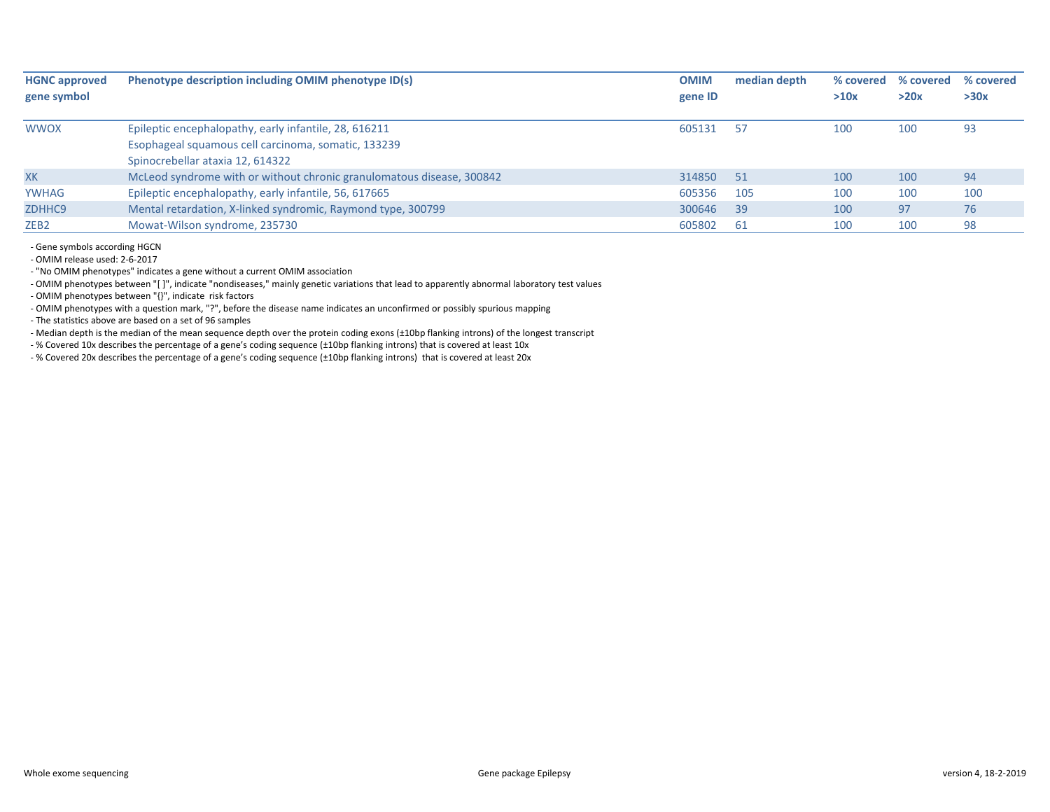| HGNC approved gene symbol | Phenotype description including OMIM phenotype ID(s) | OMIM gene ID | median depth | % covered >10x | % covered >20x | % covered >30x |
|---|---|---|---|---|---|---|
| WWOX | Epileptic encephalopathy, early infantile, 28, 616211<br>Esophageal squamous cell carcinoma, somatic, 133239<br>Spinocrebellar ataxia 12, 614322 | 605131 | 57 | 100 | 100 | 93 |
| XK | McLeod syndrome with or without chronic granulomatous disease, 300842 | 314850 | 51 | 100 | 100 | 94 |
| YWHAG | Epileptic encephalopathy, early infantile, 56, 617665 | 605356 | 105 | 100 | 100 | 100 |
| ZDHHC9 | Mental retardation, X-linked syndromic, Raymond type, 300799 | 300646 | 39 | 100 | 97 | 76 |
| ZEB2 | Mowat-Wilson syndrome, 235730 | 605802 | 61 | 100 | 100 | 98 |

- Gene symbols according HGCN
- OMIM release used: 2-6-2017
- "No OMIM phenotypes" indicates a gene without a current OMIM association
- OMIM phenotypes between "[ ]", indicate "nondiseases," mainly genetic variations that lead to apparently abnormal laboratory test values
- OMIM phenotypes between "{}", indicate risk factors
- OMIM phenotypes with a question mark, "?", before the disease name indicates an unconfirmed or possibly spurious mapping
- The statistics above are based on a set of 96 samples
- Median depth is the median of the mean sequence depth over the protein coding exons (±10bp flanking introns) of the longest transcript
- % Covered 10x describes the percentage of a gene's coding sequence (±10bp flanking introns) that is covered at least 10x
- % Covered 20x describes the percentage of a gene's coding sequence (±10bp flanking introns) that is covered at least 20x